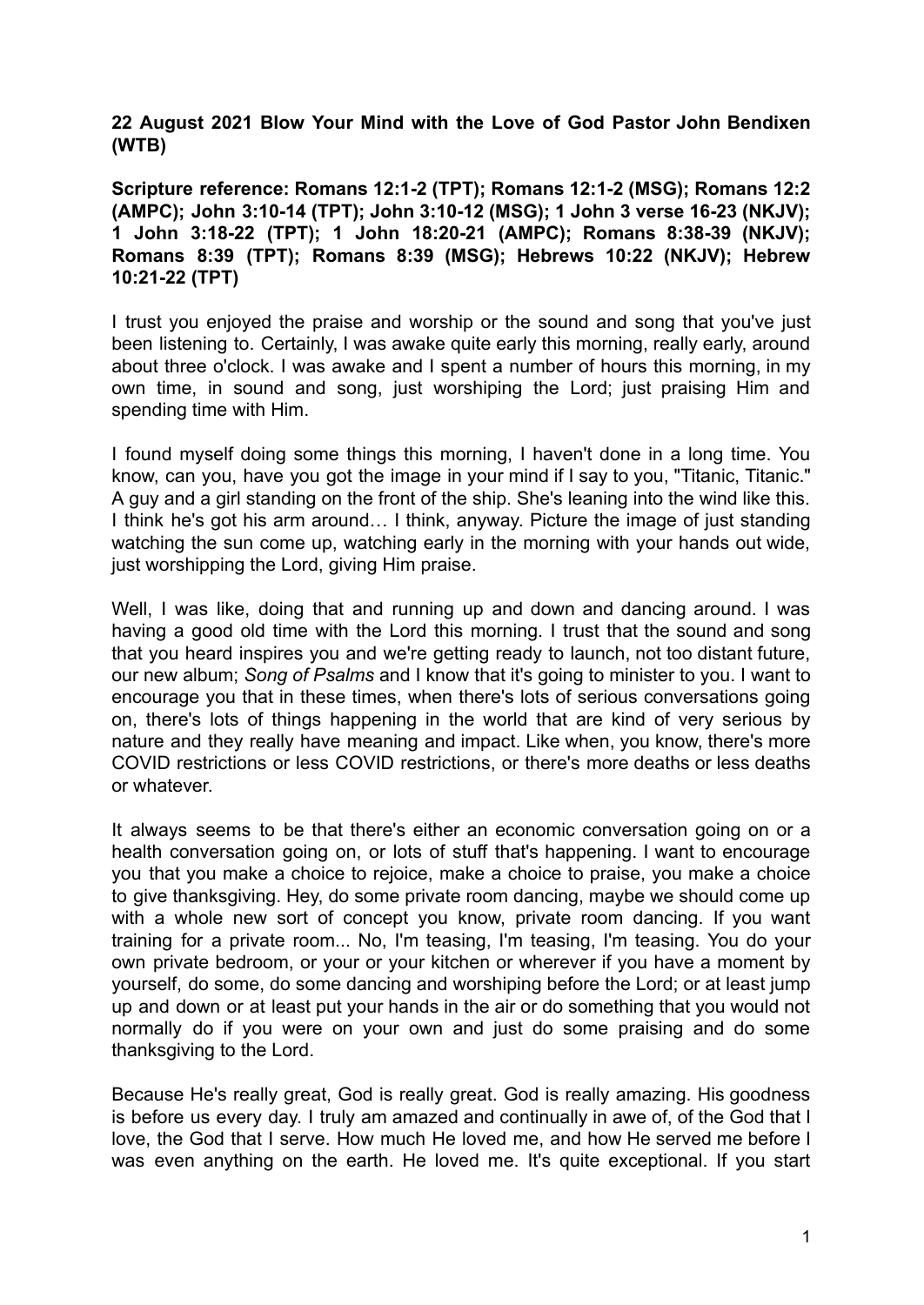**22 August 2021 Blow Your Mind with the Love of God Pastor John Bendixen (WTB)**

**Scripture reference: Romans 12:1-2 (TPT); Romans 12:1-2 (MSG); Romans 12:2 (AMPC); John 3:10-14 (TPT); John 3:10-12 (MSG); 1 John 3 verse 16-23 (NKJV); 1 John 3:18-22 (TPT); 1 John 18:20-21 (AMPC); Romans 8:38-39 (NKJV); Romans 8:39 (TPT); Romans 8:39 (MSG); Hebrews 10:22 (NKJV); Hebrew 10:21-22 (TPT)**

I trust you enjoyed the praise and worship or the sound and song that you've just been listening to. Certainly, I was awake quite early this morning, really early, around about three o'clock. I was awake and I spent a number of hours this morning, in my own time, in sound and song, just worshiping the Lord; just praising Him and spending time with Him.

I found myself doing some things this morning, I haven't done in a long time. You know, can you, have you got the image in your mind if I say to you, "Titanic, Titanic." A guy and a girl standing on the front of the ship. She's leaning into the wind like this. I think he's got his arm around… I think, anyway. Picture the image of just standing watching the sun come up, watching early in the morning with your hands out wide, just worshipping the Lord, giving Him praise.

Well, I was like, doing that and running up and down and dancing around. I was having a good old time with the Lord this morning. I trust that the sound and song that you heard inspires you and we're getting ready to launch, not too distant future, our new album; *Song of Psalms* and I know that it's going to minister to you. I want to encourage you that in these times, when there's lots of serious conversations going on, there's lots of things happening in the world that are kind of very serious by nature and they really have meaning and impact. Like when, you know, there's more COVID restrictions or less COVID restrictions, or there's more deaths or less deaths or whatever.

It always seems to be that there's either an economic conversation going on or a health conversation going on, or lots of stuff that's happening. I want to encourage you that you make a choice to rejoice, make a choice to praise, you make a choice to give thanksgiving. Hey, do some private room dancing, maybe we should come up with a whole new sort of concept you know, private room dancing. If you want training for a private room... No, I'm teasing, I'm teasing, I'm teasing. You do your own private bedroom, or your or your kitchen or wherever if you have a moment by yourself, do some, do some dancing and worshiping before the Lord; or at least jump up and down or at least put your hands in the air or do something that you would not normally do if you were on your own and just do some praising and do some thanksgiving to the Lord.

Because He's really great, God is really great. God is really amazing. His goodness is before us every day. I truly am amazed and continually in awe of, of the God that I love, the God that I serve. How much He loved me, and how He served me before I was even anything on the earth. He loved me. It's quite exceptional. If you start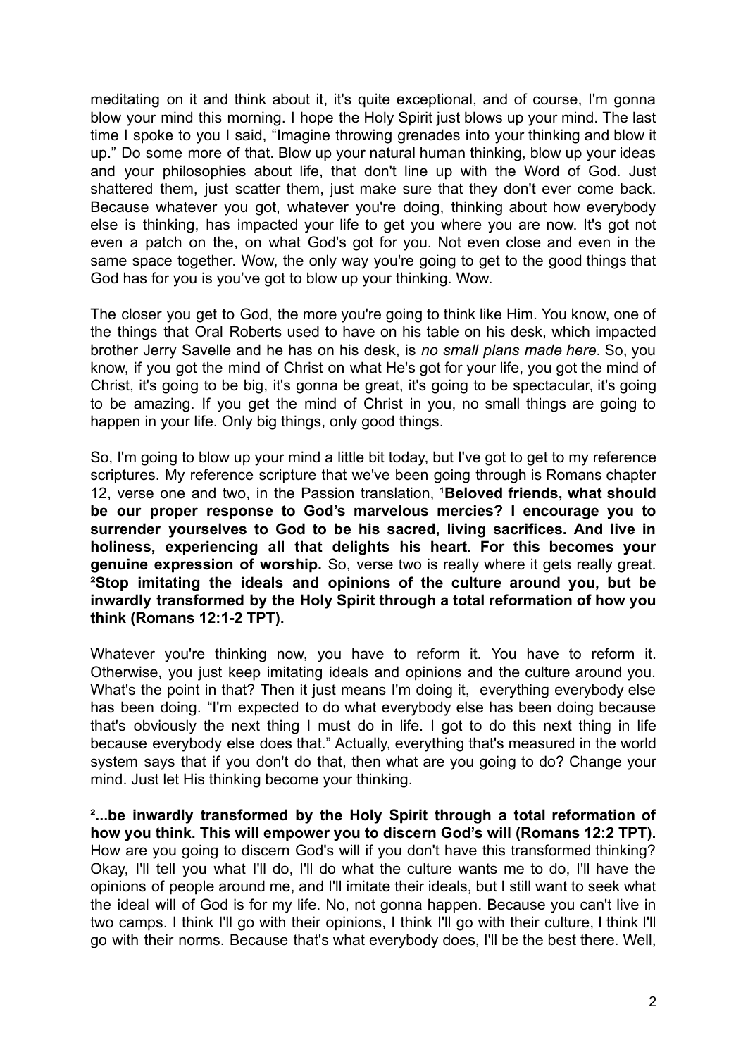meditating on it and think about it, it's quite exceptional, and of course, I'm gonna blow your mind this morning. I hope the Holy Spirit just blows up your mind. The last time I spoke to you I said, "Imagine throwing grenades into your thinking and blow it up." Do some more of that. Blow up your natural human thinking, blow up your ideas and your philosophies about life, that don't line up with the Word of God. Just shattered them, just scatter them, just make sure that they don't ever come back. Because whatever you got, whatever you're doing, thinking about how everybody else is thinking, has impacted your life to get you where you are now. It's got not even a patch on the, on what God's got for you. Not even close and even in the same space together. Wow, the only way you're going to get to the good things that God has for you is you've got to blow up your thinking. Wow.

The closer you get to God, the more you're going to think like Him. You know, one of the things that Oral Roberts used to have on his table on his desk, which impacted brother Jerry Savelle and he has on his desk, is *no small plans made here*. So, you know, if you got the mind of Christ on what He's got for your life, you got the mind of Christ, it's going to be big, it's gonna be great, it's going to be spectacular, it's going to be amazing. If you get the mind of Christ in you, no small things are going to happen in your life. Only big things, only good things.

So, I'm going to blow up your mind a little bit today, but I've got to get to my reference scriptures. My reference scripture that we've been going through is Romans chapter 12, verse one and two, in the Passion translation, [1]**Beloved friends, what should be our proper response to God's marvelous mercies? I encourage you to surrender yourselves to God to be his sacred, living sacrifices. And live in holiness, experiencing all that delights his heart. For this becomes your genuine expression of worship.** So, verse two is really where it gets really great. [2]**Stop imitating the ideals and opinions of the culture around you, but be inwardly transformed by the Holy Spirit through a total reformation of how you think (Romans 12:1-2 TPT).**

Whatever you're thinking now, you have to reform it. You have to reform it. Otherwise, you just keep imitating ideals and opinions and the culture around you. What's the point in that? Then it just means I'm doing it, everything everybody else has been doing. "I'm expected to do what everybody else has been doing because that's obviously the next thing I must do in life. I got to do this next thing in life because everybody else does that." Actually, everything that's measured in the world system says that if you don't do that, then what are you going to do? Change your mind. Just let His thinking become your thinking.

[2]**...be inwardly transformed by the Holy Spirit through a total reformation of how you think. This will empower you to discern God's will (Romans 12:2 TPT).** How are you going to discern God's will if you don't have this transformed thinking? Okay, I'll tell you what I'll do, I'll do what the culture wants me to do, I'll have the opinions of people around me, and I'll imitate their ideals, but I still want to seek what the ideal will of God is for my life. No, not gonna happen. Because you can't live in two camps. I think I'll go with their opinions, I think I'll go with their culture, I think I'll go with their norms. Because that's what everybody does, I'll be the best there. Well,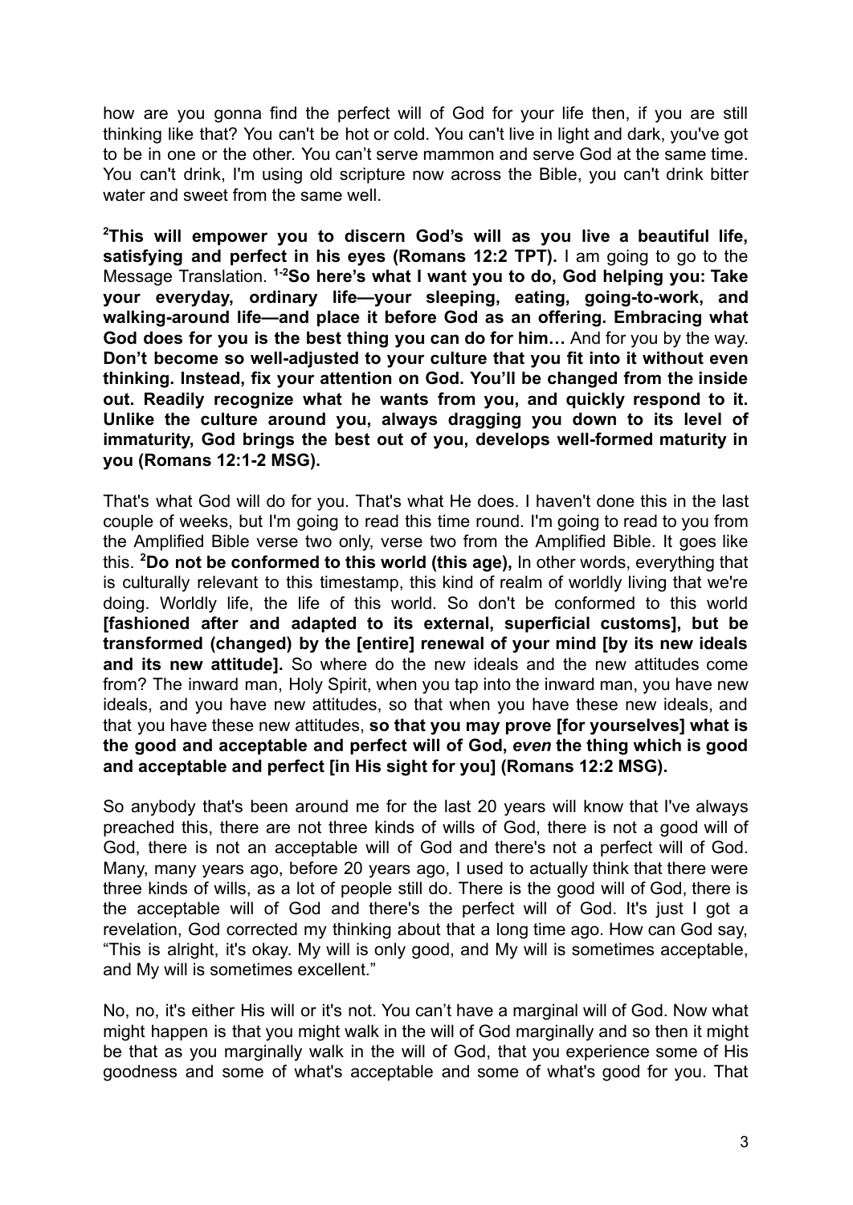how are you gonna find the perfect will of God for your life then, if you are still thinking like that? You can't be hot or cold. You can't live in light and dark, you've got to be in one or the other. You can’t serve mammon and serve God at the same time. You can't drink, I'm using old scripture now across the Bible, you can't drink bitter water and sweet from the same well.

**[2]This will empower you to discern God’s will as you live a beautiful life, satisfying and perfect in his eyes (Romans 12:2 TPT).** I am going to go to the Message Translation. **[1-2]So here’s what I want you to do, God helping you: Take your everyday, ordinary life—your sleeping, eating, going-to-work, and walking-around life—and place it before God as an offering. Embracing what God does for you is the best thing you can do for him…** And for you by the way. **Don’t become so well-adjusted to your culture that you fit into it without even thinking. Instead, fix your attention on God. You’ll be changed from the inside out. Readily recognize what he wants from you, and quickly respond to it. Unlike the culture around you, always dragging you down to its level of immaturity, God brings the best out of you, develops well-formed maturity in you (Romans 12:1-2 MSG).**

That's what God will do for you. That's what He does. I haven't done this in the last couple of weeks, but I'm going to read this time round. I'm going to read to you from the Amplified Bible verse two only, verse two from the Amplified Bible. It goes like this. **[2]Do not be conformed to this world (this age),** In other words, everything that is culturally relevant to this timestamp, this kind of realm of worldly living that we're doing. Worldly life, the life of this world. So don't be conformed to this world **[fashioned after and adapted to its external, superficial customs], but be transformed (changed) by the [entire] renewal of your mind [by its new ideals and its new attitude].** So where do the new ideals and the new attitudes come from? The inward man, Holy Spirit, when you tap into the inward man, you have new ideals, and you have new attitudes, so that when you have these new ideals, and that you have these new attitudes, **so that you may prove [for yourselves] what is the good and acceptable and perfect will of God, *even* the thing which is good and acceptable and perfect [in His sight for you] (Romans 12:2 MSG).**

So anybody that's been around me for the last 20 years will know that I've always preached this, there are not three kinds of wills of God, there is not a good will of God, there is not an acceptable will of God and there's not a perfect will of God. Many, many years ago, before 20 years ago, I used to actually think that there were three kinds of wills, as a lot of people still do. There is the good will of God, there is the acceptable will of God and there's the perfect will of God. It's just I got a revelation, God corrected my thinking about that a long time ago. How can God say, “This is alright, it's okay. My will is only good, and My will is sometimes acceptable, and My will is sometimes excellent.”

No, no, it's either His will or it's not. You can’t have a marginal will of God. Now what might happen is that you might walk in the will of God marginally and so then it might be that as you marginally walk in the will of God, that you experience some of His goodness and some of what's acceptable and some of what's good for you. That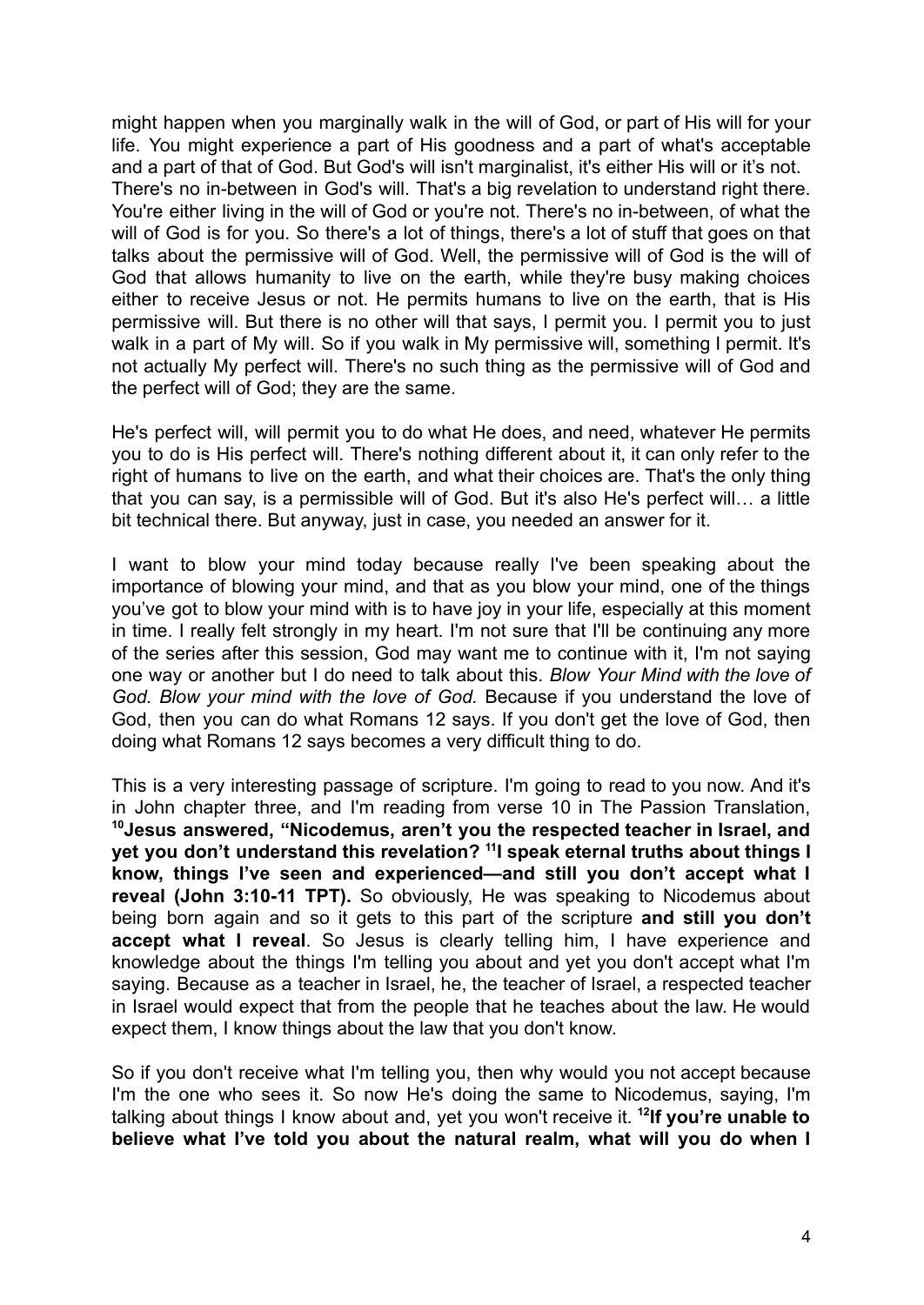might happen when you marginally walk in the will of God, or part of His will for your life. You might experience a part of His goodness and a part of what's acceptable and a part of that of God. But God's will isn't marginalist, it's either His will or it's not. There's no in-between in God's will. That's a big revelation to understand right there. You're either living in the will of God or you're not. There's no in-between, of what the will of God is for you. So there's a lot of things, there's a lot of stuff that goes on that talks about the permissive will of God. Well, the permissive will of God is the will of God that allows humanity to live on the earth, while they're busy making choices either to receive Jesus or not. He permits humans to live on the earth, that is His permissive will. But there is no other will that says, I permit you. I permit you to just walk in a part of My will. So if you walk in My permissive will, something I permit. It's not actually My perfect will. There's no such thing as the permissive will of God and the perfect will of God; they are the same.

He's perfect will, will permit you to do what He does, and need, whatever He permits you to do is His perfect will. There's nothing different about it, it can only refer to the right of humans to live on the earth, and what their choices are. That's the only thing that you can say, is a permissible will of God. But it's also He's perfect will… a little bit technical there. But anyway, just in case, you needed an answer for it.

I want to blow your mind today because really I've been speaking about the importance of blowing your mind, and that as you blow your mind, one of the things you've got to blow your mind with is to have joy in your life, especially at this moment in time. I really felt strongly in my heart. I'm not sure that I'll be continuing any more of the series after this session, God may want me to continue with it, I'm not saying one way or another but I do need to talk about this. *Blow Your Mind with the love of God. Blow your mind with the love of God.* Because if you understand the love of God, then you can do what Romans 12 says. If you don't get the love of God, then doing what Romans 12 says becomes a very difficult thing to do.

This is a very interesting passage of scripture. I'm going to read to you now. And it's in John chapter three, and I'm reading from verse 10 in The Passion Translation, **[10]Jesus answered, "Nicodemus, aren't you the respected teacher in Israel, and yet you don't understand this revelation? [11]I speak eternal truths about things I know, things I've seen and experienced—and still you don't accept what I reveal (John 3:10-11 TPT).** So obviously, He was speaking to Nicodemus about being born again and so it gets to this part of the scripture **and still you don't accept what I reveal**. So Jesus is clearly telling him, I have experience and knowledge about the things I'm telling you about and yet you don't accept what I'm saying. Because as a teacher in Israel, he, the teacher of Israel, a respected teacher in Israel would expect that from the people that he teaches about the law. He would expect them, I know things about the law that you don't know.

So if you don't receive what I'm telling you, then why would you not accept because I'm the one who sees it. So now He's doing the same to Nicodemus, saying, I'm talking about things I know about and, yet you won't receive it. **[12]If you're unable to believe what I've told you about the natural realm, what will you do when I**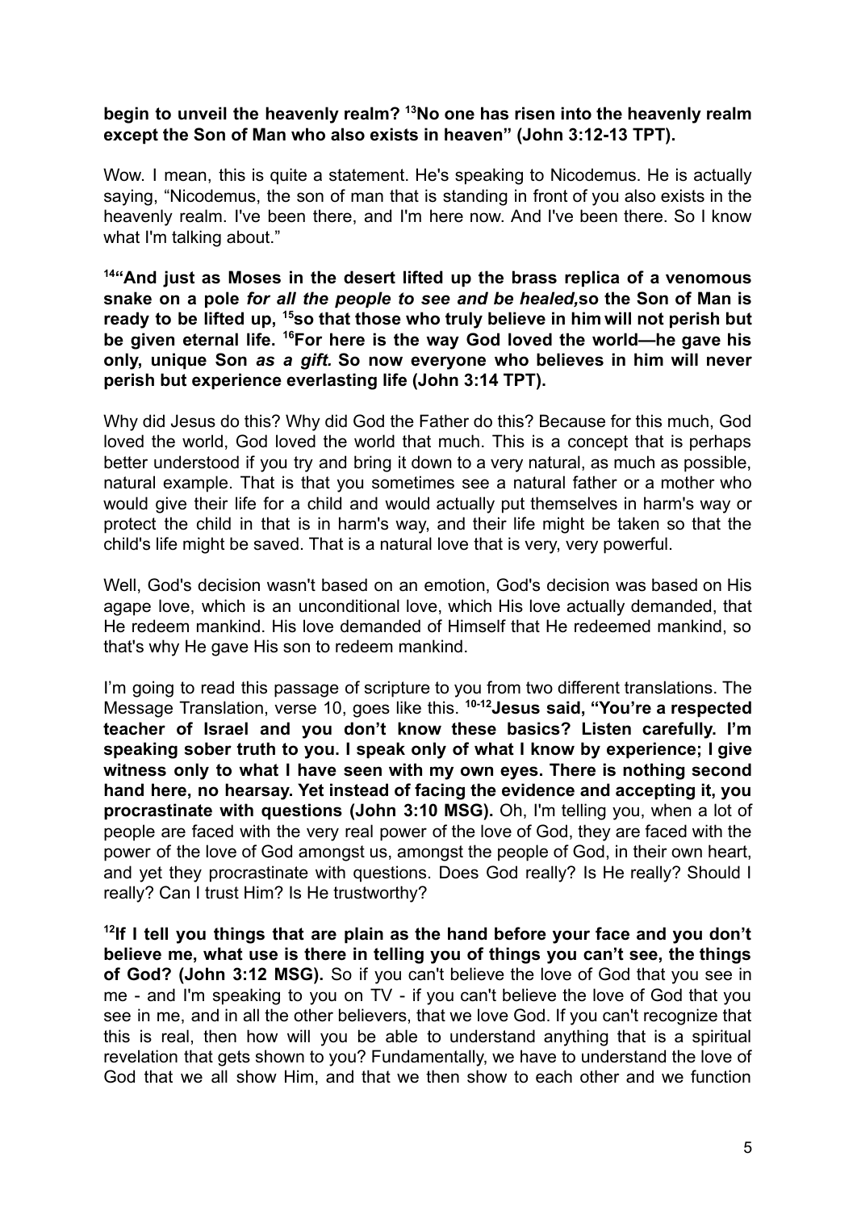**begin to unveil the heavenly realm? [13]No one has risen into the heavenly realm except the Son of Man who also exists in heaven" (John 3:12-13 TPT).**

Wow. I mean, this is quite a statement. He's speaking to Nicodemus. He is actually saying, "Nicodemus, the son of man that is standing in front of you also exists in the heavenly realm. I've been there, and I'm here now. And I've been there. So I know what I'm talking about."

**[14]"And just as Moses in the desert lifted up the brass replica of a venomous snake on a pole *for all the people to see and be healed,*so the Son of Man is ready to be lifted up, [15]so that those who truly believe in him will not perish but be given eternal life. [16]For here is the way God loved the world—he gave his only, unique Son *as a gift.* So now everyone who believes in him will never perish but experience everlasting life (John 3:14 TPT).**

Why did Jesus do this? Why did God the Father do this? Because for this much, God loved the world, God loved the world that much. This is a concept that is perhaps better understood if you try and bring it down to a very natural, as much as possible, natural example. That is that you sometimes see a natural father or a mother who would give their life for a child and would actually put themselves in harm's way or protect the child in that is in harm's way, and their life might be taken so that the child's life might be saved. That is a natural love that is very, very powerful.

Well, God's decision wasn't based on an emotion, God's decision was based on His agape love, which is an unconditional love, which His love actually demanded, that He redeem mankind. His love demanded of Himself that He redeemed mankind, so that's why He gave His son to redeem mankind.

I'm going to read this passage of scripture to you from two different translations. The Message Translation, verse 10, goes like this. **[10-12]Jesus said, "You're a respected teacher of Israel and you don't know these basics? Listen carefully. I'm speaking sober truth to you. I speak only of what I know by experience; I give witness only to what I have seen with my own eyes. There is nothing second hand here, no hearsay. Yet instead of facing the evidence and accepting it, you procrastinate with questions (John 3:10 MSG).** Oh, I'm telling you, when a lot of people are faced with the very real power of the love of God, they are faced with the power of the love of God amongst us, amongst the people of God, in their own heart, and yet they procrastinate with questions. Does God really? Is He really? Should I really? Can I trust Him? Is He trustworthy?

**[12]If I tell you things that are plain as the hand before your face and you don't believe me, what use is there in telling you of things you can't see, the things of God? (John 3:12 MSG).** So if you can't believe the love of God that you see in me - and I'm speaking to you on TV - if you can't believe the love of God that you see in me, and in all the other believers, that we love God. If you can't recognize that this is real, then how will you be able to understand anything that is a spiritual revelation that gets shown to you? Fundamentally, we have to understand the love of God that we all show Him, and that we then show to each other and we function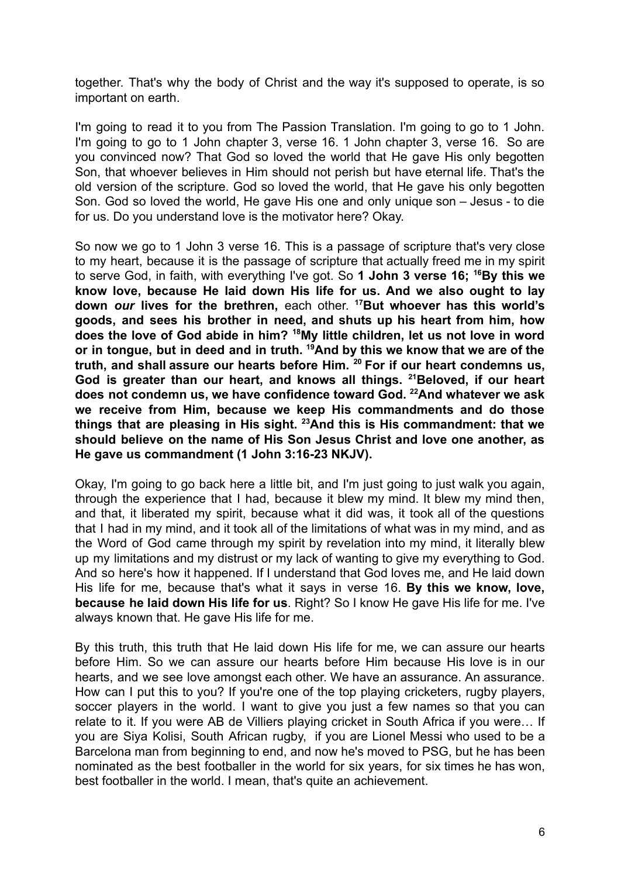together. That's why the body of Christ and the way it's supposed to operate, is so important on earth.

I'm going to read it to you from The Passion Translation. I'm going to go to 1 John. I'm going to go to 1 John chapter 3, verse 16. 1 John chapter 3, verse 16. So are you convinced now? That God so loved the world that He gave His only begotten Son, that whoever believes in Him should not perish but have eternal life. That's the old version of the scripture. God so loved the world, that He gave his only begotten Son. God so loved the world, He gave His one and only unique son – Jesus - to die for us. Do you understand love is the motivator here? Okay.

So now we go to 1 John 3 verse 16. This is a passage of scripture that's very close to my heart, because it is the passage of scripture that actually freed me in my spirit to serve God, in faith, with everything I've got. So **1 John 3 verse 16; [16]By this we know love, because He laid down His life for us. And we also ought to lay down *our* lives for the brethren,** each other. **[17]But whoever has this world's goods, and sees his brother in need, and shuts up his heart from him, how does the love of God abide in him? [18]My little children, let us not love in word or in tongue, but in deed and in truth. [19]And by this we know that we are of the truth, and shall assure our hearts before Him. [20] For if our heart condemns us, God is greater than our heart, and knows all things. [21]Beloved, if our heart does not condemn us, we have confidence toward God. [22]And whatever we ask we receive from Him, because we keep His commandments and do those things that are pleasing in His sight. [23]And this is His commandment: that we should believe on the name of His Son Jesus Christ and love one another, as He gave us commandment (1 John 3:16-23 NKJV).**

Okay, I'm going to go back here a little bit, and I'm just going to just walk you again, through the experience that I had, because it blew my mind. It blew my mind then, and that, it liberated my spirit, because what it did was, it took all of the questions that I had in my mind, and it took all of the limitations of what was in my mind, and as the Word of God came through my spirit by revelation into my mind, it literally blew up my limitations and my distrust or my lack of wanting to give my everything to God. And so here's how it happened. If I understand that God loves me, and He laid down His life for me, because that's what it says in verse 16. **By this we know, love, because he laid down His life for us**. Right? So I know He gave His life for me. I've always known that. He gave His life for me.

By this truth, this truth that He laid down His life for me, we can assure our hearts before Him. So we can assure our hearts before Him because His love is in our hearts, and we see love amongst each other. We have an assurance. An assurance. How can I put this to you? If you're one of the top playing cricketers, rugby players, soccer players in the world. I want to give you just a few names so that you can relate to it. If you were AB de Villiers playing cricket in South Africa if you were… If you are Siya Kolisi, South African rugby, if you are Lionel Messi who used to be a Barcelona man from beginning to end, and now he's moved to PSG, but he has been nominated as the best footballer in the world for six years, for six times he has won, best footballer in the world. I mean, that's quite an achievement.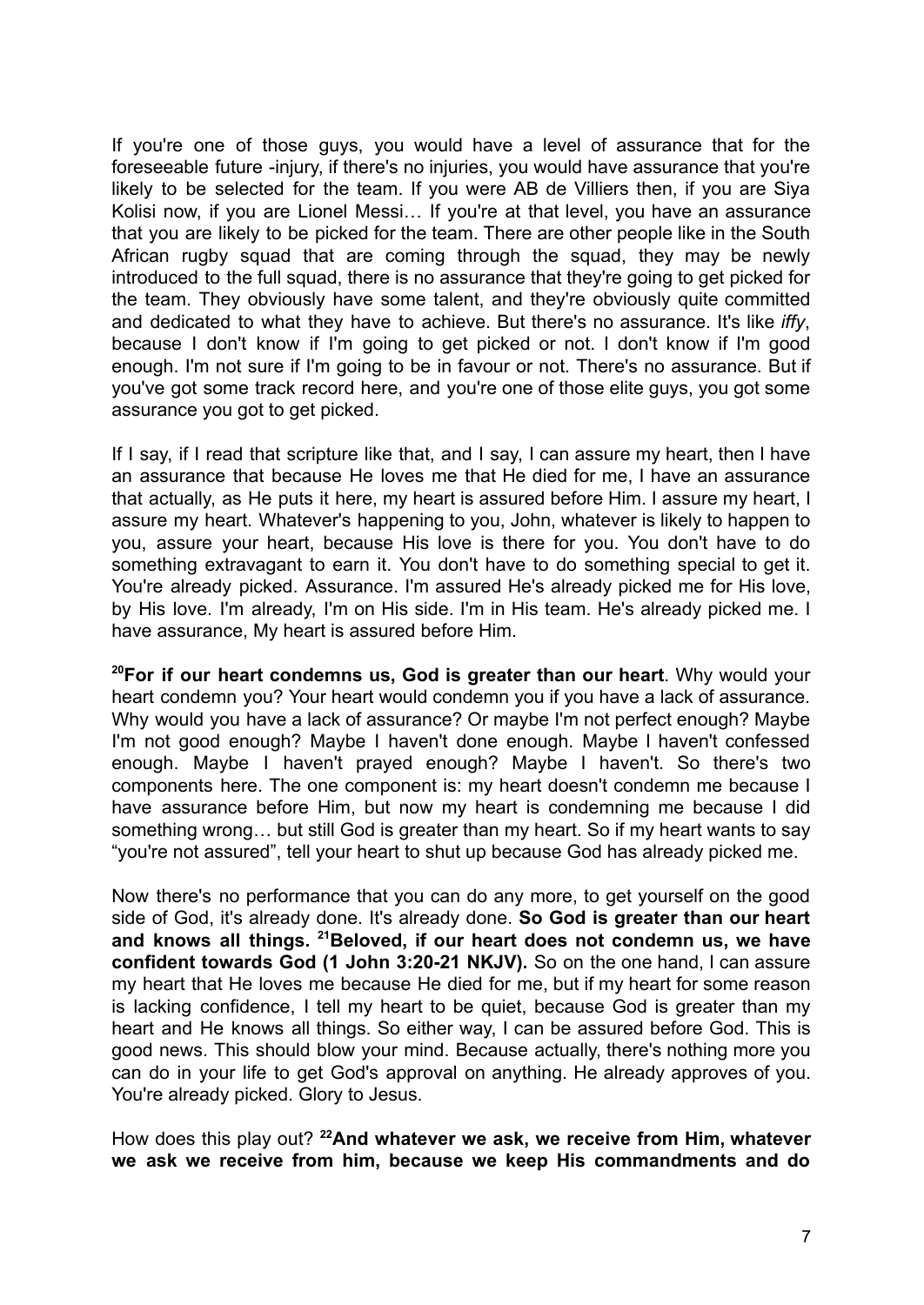If you're one of those guys, you would have a level of assurance that for the foreseeable future -injury, if there's no injuries, you would have assurance that you're likely to be selected for the team. If you were AB de Villiers then, if you are Siya Kolisi now, if you are Lionel Messi… If you're at that level, you have an assurance that you are likely to be picked for the team. There are other people like in the South African rugby squad that are coming through the squad, they may be newly introduced to the full squad, there is no assurance that they're going to get picked for the team. They obviously have some talent, and they're obviously quite committed and dedicated to what they have to achieve. But there's no assurance. It's like *iffy*, because I don't know if I'm going to get picked or not. I don't know if I'm good enough. I'm not sure if I'm going to be in favour or not. There's no assurance. But if you've got some track record here, and you're one of those elite guys, you got some assurance you got to get picked.

If I say, if I read that scripture like that, and I say, I can assure my heart, then I have an assurance that because He loves me that He died for me, I have an assurance that actually, as He puts it here, my heart is assured before Him. I assure my heart, I assure my heart. Whatever's happening to you, John, whatever is likely to happen to you, assure your heart, because His love is there for you. You don't have to do something extravagant to earn it. You don't have to do something special to get it. You're already picked. Assurance. I'm assured He's already picked me for His love, by His love. I'm already, I'm on His side. I'm in His team. He's already picked me. I have assurance, My heart is assured before Him.

**[20]For if our heart condemns us, God is greater than our heart**. Why would your heart condemn you? Your heart would condemn you if you have a lack of assurance. Why would you have a lack of assurance? Or maybe I'm not perfect enough? Maybe I'm not good enough? Maybe I haven't done enough. Maybe I haven't confessed enough. Maybe I haven't prayed enough? Maybe I haven't. So there's two components here. The one component is: my heart doesn't condemn me because I have assurance before Him, but now my heart is condemning me because I did something wrong… but still God is greater than my heart. So if my heart wants to say "you're not assured", tell your heart to shut up because God has already picked me.

Now there's no performance that you can do any more, to get yourself on the good side of God, it's already done. It's already done. **So God is greater than our heart and knows all things. [21]Beloved, if our heart does not condemn us, we have confident towards God (1 John 3:20-21 NKJV).** So on the one hand, I can assure my heart that He loves me because He died for me, but if my heart for some reason is lacking confidence, I tell my heart to be quiet, because God is greater than my heart and He knows all things. So either way, I can be assured before God. This is good news. This should blow your mind. Because actually, there's nothing more you can do in your life to get God's approval on anything. He already approves of you. You're already picked. Glory to Jesus.

How does this play out? **[22]And whatever we ask, we receive from Him, whatever we ask we receive from him, because we keep His commandments and do**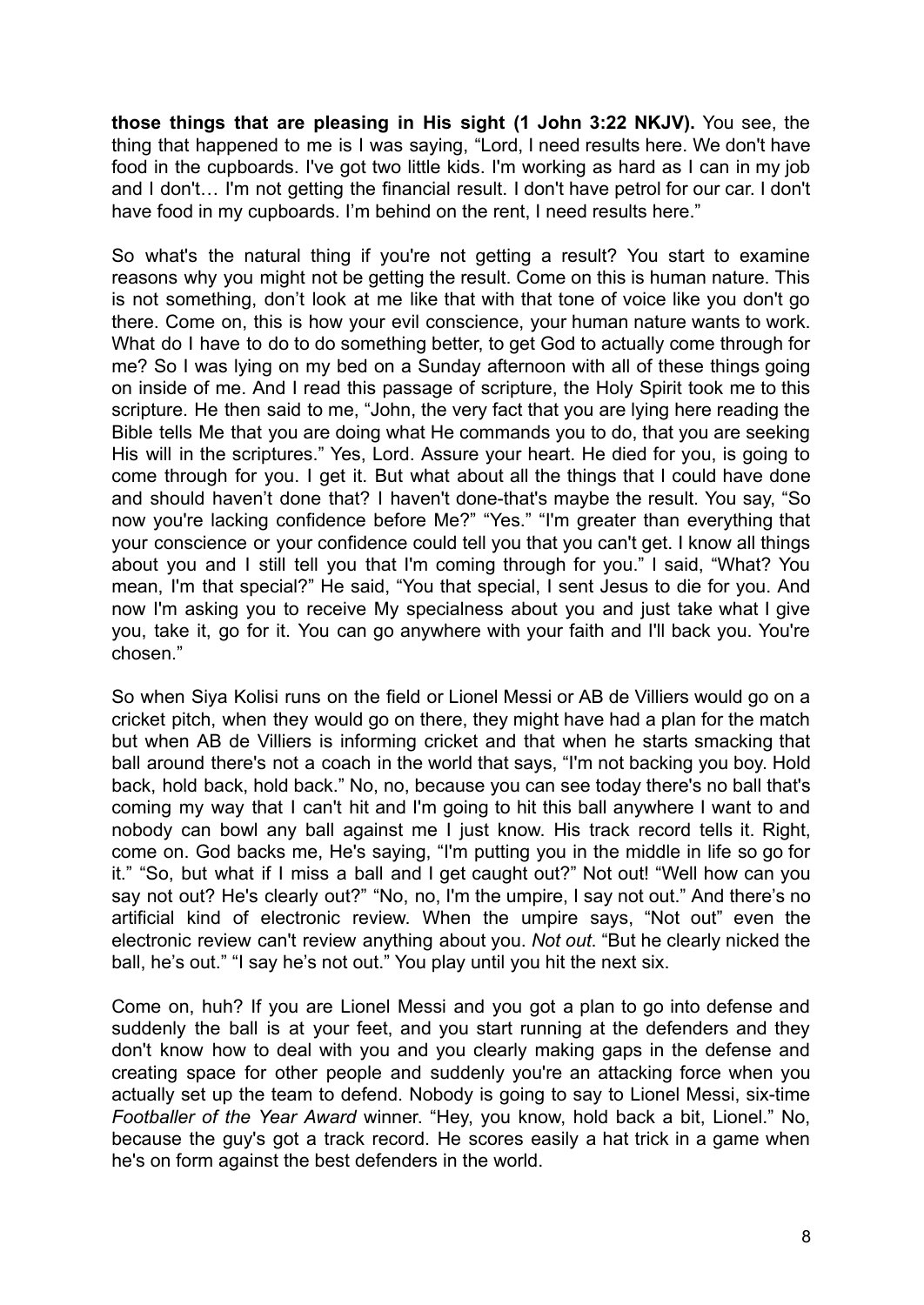**those things that are pleasing in His sight (1 John 3:22 NKJV).** You see, the thing that happened to me is I was saying, "Lord, I need results here. We don't have food in the cupboards. I've got two little kids. I'm working as hard as I can in my job and I don't… I'm not getting the financial result. I don't have petrol for our car. I don't have food in my cupboards. I'm behind on the rent, I need results here."

So what's the natural thing if you're not getting a result? You start to examine reasons why you might not be getting the result. Come on this is human nature. This is not something, don't look at me like that with that tone of voice like you don't go there. Come on, this is how your evil conscience, your human nature wants to work. What do I have to do to do something better, to get God to actually come through for me? So I was lying on my bed on a Sunday afternoon with all of these things going on inside of me. And I read this passage of scripture, the Holy Spirit took me to this scripture. He then said to me, "John, the very fact that you are lying here reading the Bible tells Me that you are doing what He commands you to do, that you are seeking His will in the scriptures." Yes, Lord. Assure your heart. He died for you, is going to come through for you. I get it. But what about all the things that I could have done and should haven't done that? I haven't done-that's maybe the result. You say, "So now you're lacking confidence before Me?" "Yes." "I'm greater than everything that your conscience or your confidence could tell you that you can't get. I know all things about you and I still tell you that I'm coming through for you." I said, "What? You mean, I'm that special?" He said, "You that special, I sent Jesus to die for you. And now I'm asking you to receive My specialness about you and just take what I give you, take it, go for it. You can go anywhere with your faith and I'll back you. You're chosen."

So when Siya Kolisi runs on the field or Lionel Messi or AB de Villiers would go on a cricket pitch, when they would go on there, they might have had a plan for the match but when AB de Villiers is informing cricket and that when he starts smacking that ball around there's not a coach in the world that says, "I'm not backing you boy. Hold back, hold back, hold back." No, no, because you can see today there's no ball that's coming my way that I can't hit and I'm going to hit this ball anywhere I want to and nobody can bowl any ball against me I just know. His track record tells it. Right, come on. God backs me, He's saying, "I'm putting you in the middle in life so go for it." "So, but what if I miss a ball and I get caught out?" Not out! "Well how can you say not out? He's clearly out?" "No, no, I'm the umpire, I say not out." And there's no artificial kind of electronic review. When the umpire says, "Not out" even the electronic review can't review anything about you. *Not out*. "But he clearly nicked the ball, he's out." "I say he's not out." You play until you hit the next six.

Come on, huh? If you are Lionel Messi and you got a plan to go into defense and suddenly the ball is at your feet, and you start running at the defenders and they don't know how to deal with you and you clearly making gaps in the defense and creating space for other people and suddenly you're an attacking force when you actually set up the team to defend. Nobody is going to say to Lionel Messi, six-time *Footballer of the Year Award* winner. "Hey, you know, hold back a bit, Lionel." No, because the guy's got a track record. He scores easily a hat trick in a game when he's on form against the best defenders in the world.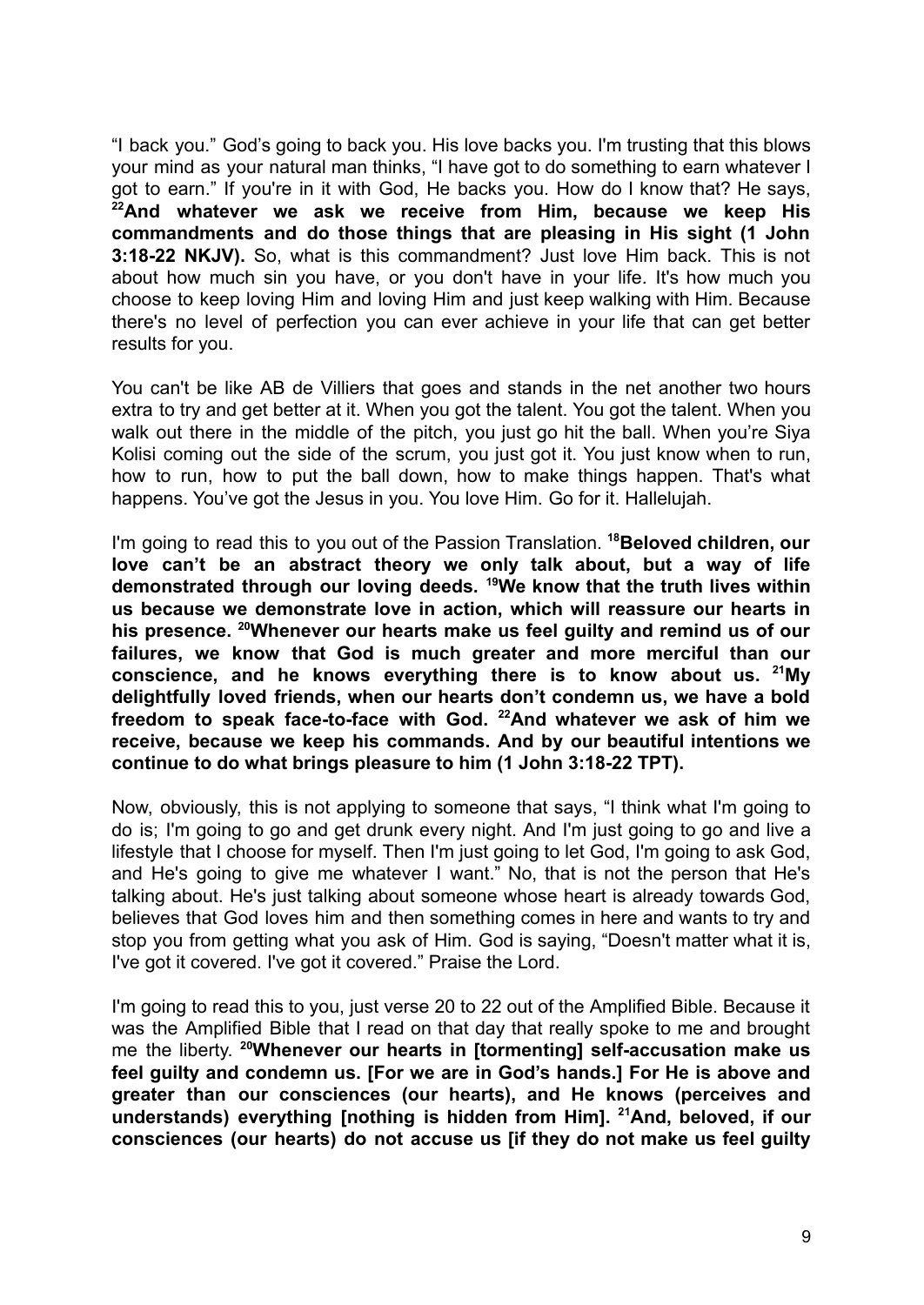"I back you." God's going to back you. His love backs you. I'm trusting that this blows your mind as your natural man thinks, "I have got to do something to earn whatever I got to earn." If you're in it with God, He backs you. How do I know that? He says, **[22]And whatever we ask we receive from Him, because we keep His commandments and do those things that are pleasing in His sight (1 John 3:18-22 NKJV).** So, what is this commandment? Just love Him back. This is not about how much sin you have, or you don't have in your life. It's how much you choose to keep loving Him and loving Him and just keep walking with Him. Because there's no level of perfection you can ever achieve in your life that can get better results for you.

You can't be like AB de Villiers that goes and stands in the net another two hours extra to try and get better at it. When you got the talent. You got the talent. When you walk out there in the middle of the pitch, you just go hit the ball. When you're Siya Kolisi coming out the side of the scrum, you just got it. You just know when to run, how to run, how to put the ball down, how to make things happen. That's what happens. You've got the Jesus in you. You love Him. Go for it. Hallelujah.

I'm going to read this to you out of the Passion Translation. **[18]Beloved children, our love can't be an abstract theory we only talk about, but a way of life demonstrated through our loving deeds. [19]We know that the truth lives within us because we demonstrate love in action, which will reassure our hearts in his presence. [20]Whenever our hearts make us feel guilty and remind us of our failures, we know that God is much greater and more merciful than our conscience, and he knows everything there is to know about us. [21]My delightfully loved friends, when our hearts don't condemn us, we have a bold freedom to speak face-to-face with God. [22]And whatever we ask of him we receive, because we keep his commands. And by our beautiful intentions we continue to do what brings pleasure to him (1 John 3:18-22 TPT).**

Now, obviously, this is not applying to someone that says, "I think what I'm going to do is; I'm going to go and get drunk every night. And I'm just going to go and live a lifestyle that I choose for myself. Then I'm just going to let God, I'm going to ask God, and He's going to give me whatever I want." No, that is not the person that He's talking about. He's just talking about someone whose heart is already towards God, believes that God loves him and then something comes in here and wants to try and stop you from getting what you ask of Him. God is saying, "Doesn't matter what it is, I've got it covered. I've got it covered." Praise the Lord.

I'm going to read this to you, just verse 20 to 22 out of the Amplified Bible. Because it was the Amplified Bible that I read on that day that really spoke to me and brought me the liberty. **[20]Whenever our hearts in [tormenting] self-accusation make us feel guilty and condemn us. [For we are in God's hands.] For He is above and greater than our consciences (our hearts), and He knows (perceives and understands) everything [nothing is hidden from Him]. [21]And, beloved, if our consciences (our hearts) do not accuse us [if they do not make us feel guilty**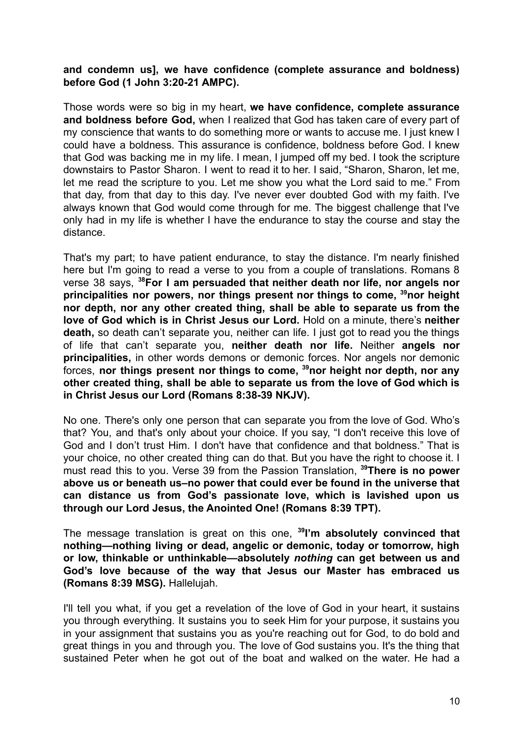**and condemn us], we have confidence (complete assurance and boldness) before God (1 John 3:20-21 AMPC).**

Those words were so big in my heart, **we have confidence, complete assurance and boldness before God,** when I realized that God has taken care of every part of my conscience that wants to do something more or wants to accuse me. I just knew I could have a boldness. This assurance is confidence, boldness before God. I knew that God was backing me in my life. I mean, I jumped off my bed. I took the scripture downstairs to Pastor Sharon. I went to read it to her. I said, "Sharon, Sharon, let me, let me read the scripture to you. Let me show you what the Lord said to me." From that day, from that day to this day. I've never ever doubted God with my faith. I've always known that God would come through for me. The biggest challenge that I've only had in my life is whether I have the endurance to stay the course and stay the distance.

That's my part; to have patient endurance, to stay the distance. I'm nearly finished here but I'm going to read a verse to you from a couple of translations. Romans 8 verse 38 says, **[38]For I am persuaded that neither death nor life, nor angels nor principalities nor powers, nor things present nor things to come, [39]nor height nor depth, nor any other created thing, shall be able to separate us from the love of God which is in Christ Jesus our Lord.** Hold on a minute, there's **neither death,** so death can't separate you, neither can life. I just got to read you the things of life that can't separate you, **neither death nor life.** Neither **angels nor principalities,** in other words demons or demonic forces. Nor angels nor demonic forces, **nor things present nor things to come, [39]nor height nor depth, nor any other created thing, shall be able to separate us from the love of God which is in Christ Jesus our Lord (Romans 8:38-39 NKJV).**

No one. There's only one person that can separate you from the love of God. Who's that? You, and that's only about your choice. If you say, "I don't receive this love of God and I don't trust Him. I don't have that confidence and that boldness." That is your choice, no other created thing can do that. But you have the right to choose it. I must read this to you. Verse 39 from the Passion Translation, **[39]There is no power above us or beneath us–no power that could ever be found in the universe that can distance us from God's passionate love, which is lavished upon us through our Lord Jesus, the Anointed One! (Romans 8:39 TPT).**

The message translation is great on this one, **[39]I'm absolutely convinced that nothing—nothing living or dead, angelic or demonic, today or tomorrow, high or low, thinkable or unthinkable—absolutely *nothing* can get between us and God's love because of the way that Jesus our Master has embraced us (Romans 8:39 MSG).** Hallelujah.

I'll tell you what, if you get a revelation of the love of God in your heart, it sustains you through everything. It sustains you to seek Him for your purpose, it sustains you in your assignment that sustains you as you're reaching out for God, to do bold and great things in you and through you. The love of God sustains you. It's the thing that sustained Peter when he got out of the boat and walked on the water. He had a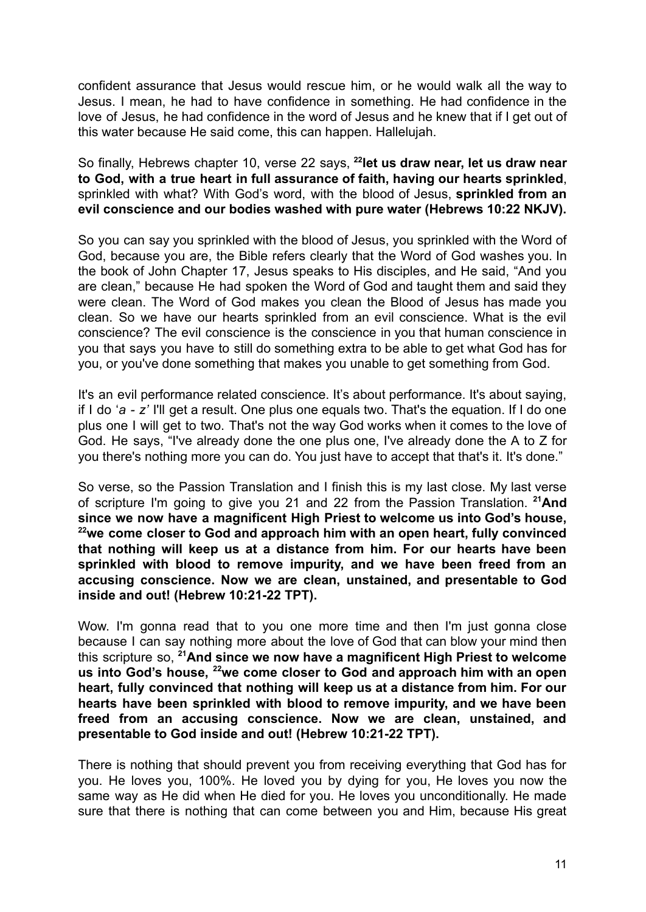confident assurance that Jesus would rescue him, or he would walk all the way to Jesus. I mean, he had to have confidence in something. He had confidence in the love of Jesus, he had confidence in the word of Jesus and he knew that if I get out of this water because He said come, this can happen. Hallelujah.

So finally, Hebrews chapter 10, verse 22 says, **[22]let us draw near, let us draw near to God, with a true heart in full assurance of faith, having our hearts sprinkled**, sprinkled with what? With God's word, with the blood of Jesus, **sprinkled from an evil conscience and our bodies washed with pure water (Hebrews 10:22 NKJV).**

So you can say you sprinkled with the blood of Jesus, you sprinkled with the Word of God, because you are, the Bible refers clearly that the Word of God washes you. In the book of John Chapter 17, Jesus speaks to His disciples, and He said, "And you are clean," because He had spoken the Word of God and taught them and said they were clean. The Word of God makes you clean the Blood of Jesus has made you clean. So we have our hearts sprinkled from an evil conscience. What is the evil conscience? The evil conscience is the conscience in you that human conscience in you that says you have to still do something extra to be able to get what God has for you, or you've done something that makes you unable to get something from God.

It's an evil performance related conscience. It's about performance. It's about saying, if I do '*a - z'* I'll get a result. One plus one equals two. That's the equation. If I do one plus one I will get to two. That's not the way God works when it comes to the love of God. He says, "I've already done the one plus one, I've already done the A to Z for you there's nothing more you can do. You just have to accept that that's it. It's done."

So verse, so the Passion Translation and I finish this is my last close. My last verse of scripture I'm going to give you 21 and 22 from the Passion Translation. **[21]And since we now have a magnificent High Priest to welcome us into God's house, [22]we come closer to God and approach him with an open heart, fully convinced that nothing will keep us at a distance from him. For our hearts have been sprinkled with blood to remove impurity, and we have been freed from an accusing conscience. Now we are clean, unstained, and presentable to God inside and out! (Hebrew 10:21-22 TPT).**

Wow. I'm gonna read that to you one more time and then I'm just gonna close because I can say nothing more about the love of God that can blow your mind then this scripture so, **[21]And since we now have a magnificent High Priest to welcome us into God's house, [22]we come closer to God and approach him with an open heart, fully convinced that nothing will keep us at a distance from him. For our hearts have been sprinkled with blood to remove impurity, and we have been freed from an accusing conscience. Now we are clean, unstained, and presentable to God inside and out! (Hebrew 10:21-22 TPT).**

There is nothing that should prevent you from receiving everything that God has for you. He loves you, 100%. He loved you by dying for you, He loves you now the same way as He did when He died for you. He loves you unconditionally. He made sure that there is nothing that can come between you and Him, because His great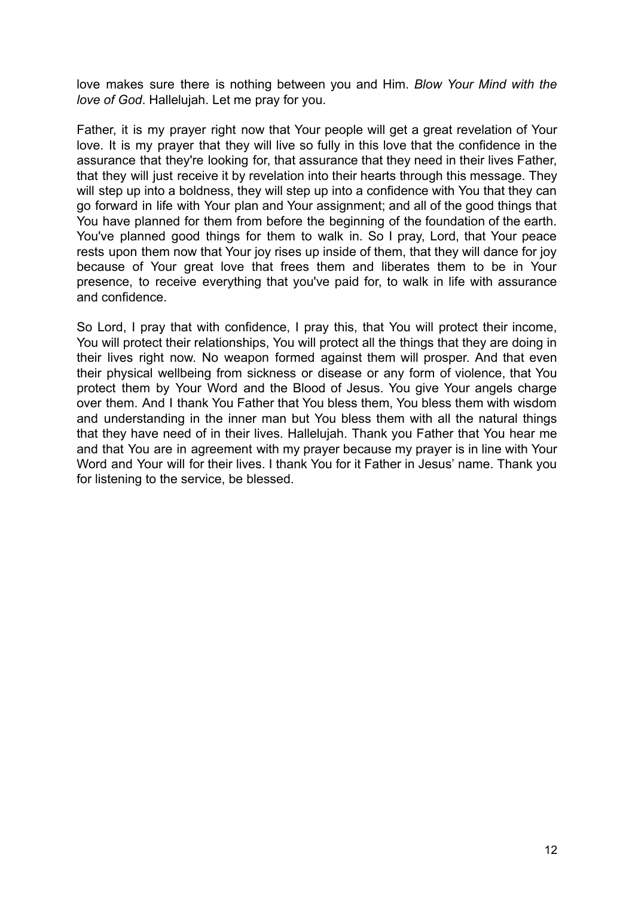love makes sure there is nothing between you and Him. *Blow Your Mind with the love of God*. Hallelujah. Let me pray for you.

Father, it is my prayer right now that Your people will get a great revelation of Your love. It is my prayer that they will live so fully in this love that the confidence in the assurance that they're looking for, that assurance that they need in their lives Father, that they will just receive it by revelation into their hearts through this message. They will step up into a boldness, they will step up into a confidence with You that they can go forward in life with Your plan and Your assignment; and all of the good things that You have planned for them from before the beginning of the foundation of the earth. You've planned good things for them to walk in. So I pray, Lord, that Your peace rests upon them now that Your joy rises up inside of them, that they will dance for joy because of Your great love that frees them and liberates them to be in Your presence, to receive everything that you've paid for, to walk in life with assurance and confidence.

So Lord, I pray that with confidence, I pray this, that You will protect their income, You will protect their relationships, You will protect all the things that they are doing in their lives right now. No weapon formed against them will prosper. And that even their physical wellbeing from sickness or disease or any form of violence, that You protect them by Your Word and the Blood of Jesus. You give Your angels charge over them. And I thank You Father that You bless them, You bless them with wisdom and understanding in the inner man but You bless them with all the natural things that they have need of in their lives. Hallelujah. Thank you Father that You hear me and that You are in agreement with my prayer because my prayer is in line with Your Word and Your will for their lives. I thank You for it Father in Jesus' name. Thank you for listening to the service, be blessed.